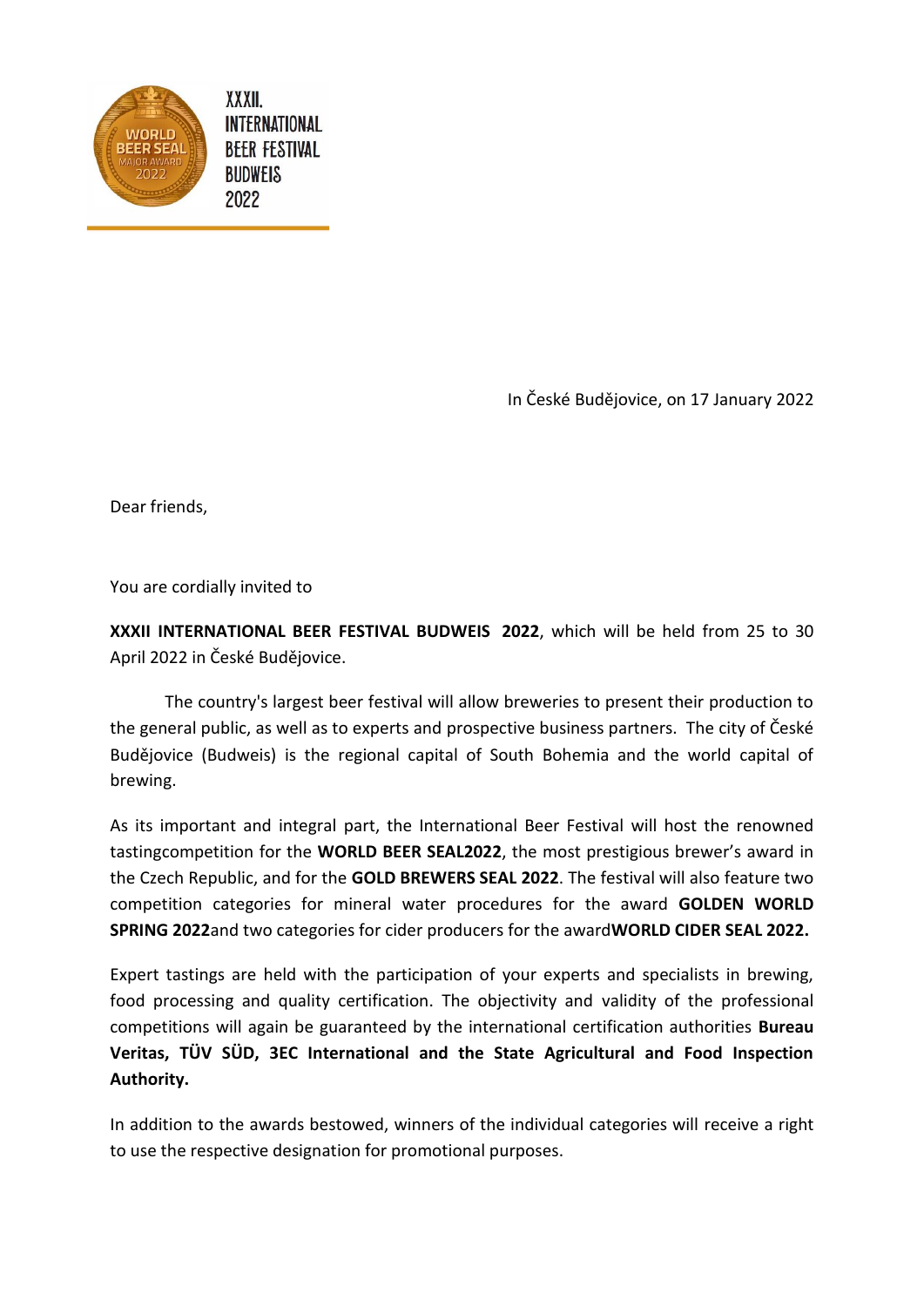XXXII. INTERNATIONAL BEER FESTIVAL BUDWEIS 2022

In České Budějovice, on 17 January 2022

Dear friends,

You are cordially invited to

**XXXII INTERNATIONAL BEER FESTIVAL BUDWEIS 2022**, which will be held from 25 to 30 April 2022 in České Budějovice.

The country's largest beer festival will allow breweries to present their production to the general public, as well as to experts and prospective business partners. The city of České Budějovice (Budweis) is the regional capital of South Bohemia and the world capital of brewing.

As its important and integral part, the International Beer Festival will host the renowned tastingcompetition for the **WORLD BEER SEAL2022**, the most prestigious brewer's award in the Czech Republic, and for the **GOLD BREWERS SEAL 2022**. The festival will also feature two competition categories for mineral water procedures for the award **GOLDEN WORLD SPRING 2022**and two categories for cider producers for the award**WORLD CIDER SEAL 2022.**

Expert tastings are held with the participation of your experts and specialists in brewing, food processing and quality certification. The objectivity and validity of the professional competitions will again be guaranteed by the international certification authorities **Bureau Veritas, TÜV SÜD, 3EC International and the State Agricultural and Food Inspection Authority.**

In addition to the awards bestowed, winners of the individual categories will receive a right to use the respective designation for promotional purposes.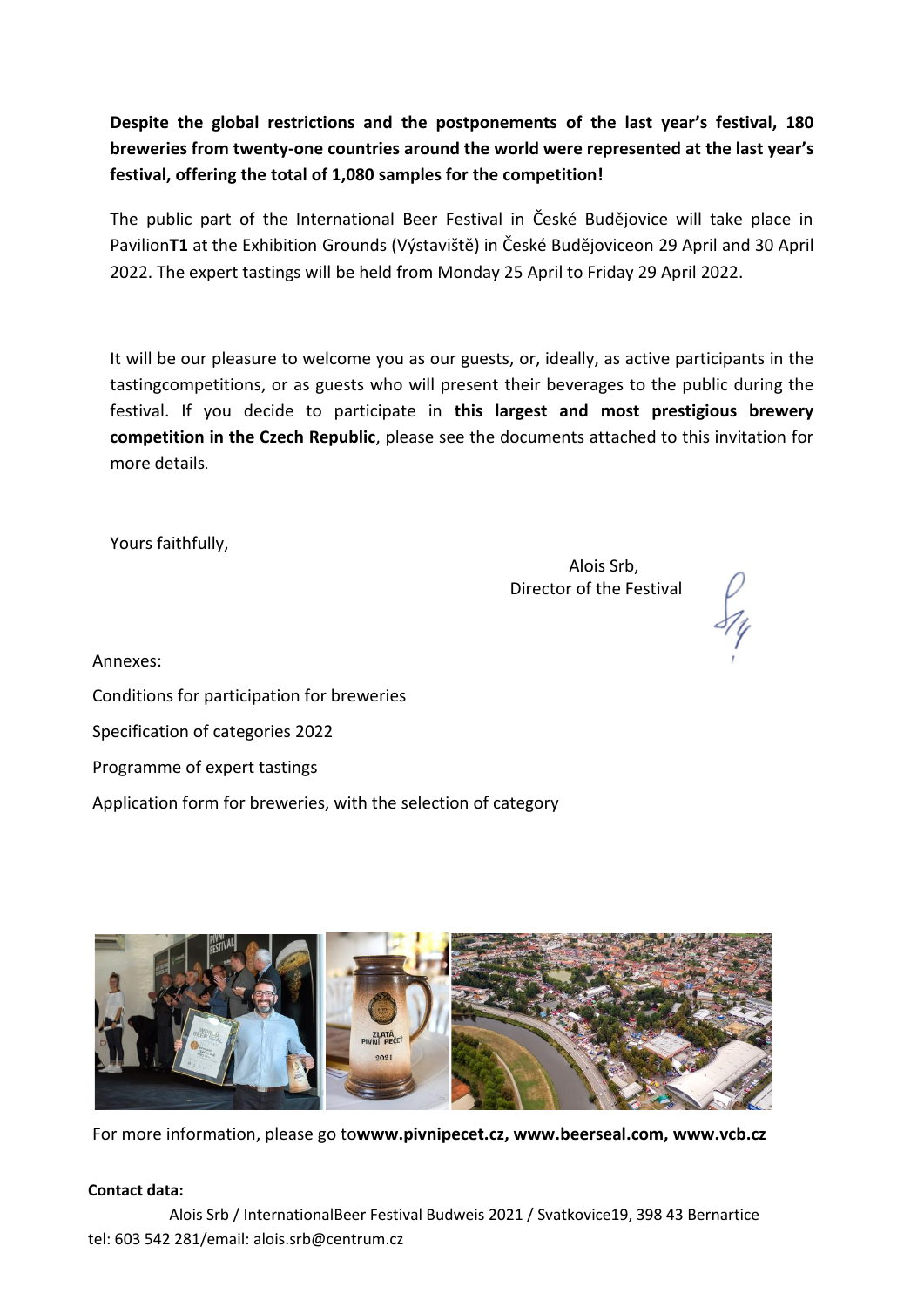**Despite the global restrictions and the postponements of the last year's festival, 180 breweries from twenty-one countries around the world were represented at the last year's festival, offering the total of 1,080 samples for the competition!**

The public part of the International Beer Festival in České Budějovice will take place in Pavilion**T1** at the Exhibition Grounds (Výstaviště) in České Budějoviceon 29 April and 30 April 2022. The expert tastings will be held from Monday 25 April to Friday 29 April 2022.

It will be our pleasure to welcome you as our guests, or, ideally, as active participants in the tastingcompetitions, or as guests who will present their beverages to the public during the festival. If you decide to participate in **this largest and most prestigious brewery competition in the Czech Republic**, please see the documents attached to this invitation for more details.

Yours faithfully,

Alois Srb,
Director of the Festival

Annexes:

Conditions for participation for breweries

Specification of categories 2022

Programme of expert tastings

Application form for breweries, with the selection of category

For more information, please go to**www.pivnipecet.cz, www.beerseal.com, www.vcb.cz**

**Contact data:**

Alois Srb / InternationalBeer Festival Budweis 2021 / Svatkovice19, 398 43 Bernartice
tel: 603 542 281/email: alois.srb@centrum.cz